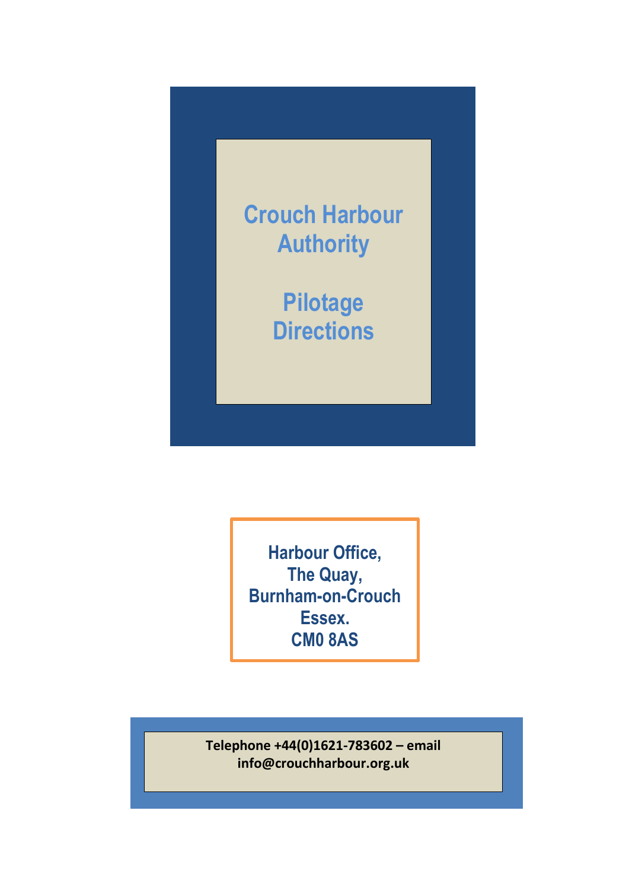# Crouch Harbour Authority

# Pilotage Directions

**Harbour Office,**
**The Quay,**
**Burnham-on-Crouch**
**Essex.**
**CM0 8AS**

**Telephone +44(0)1621-783602 – email info@crouchharbour.org.uk**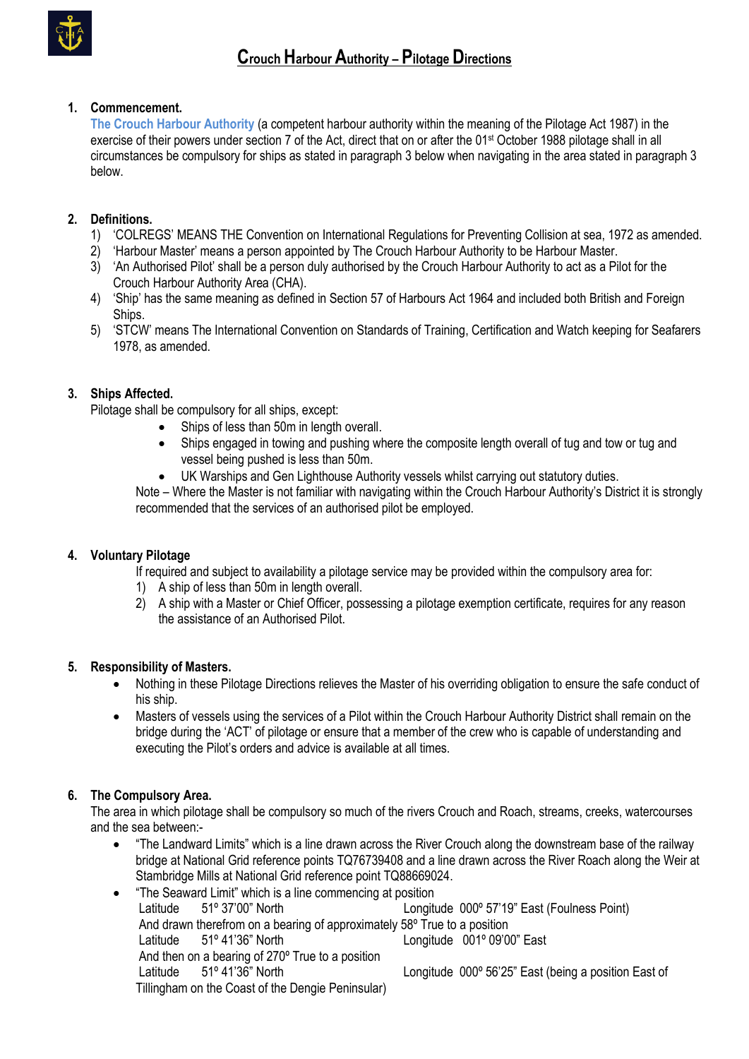# Crouch Harbour Authority – Pilotage Directions

## 1. Commencement.

The Crouch Harbour Authority (a competent harbour authority within the meaning of the Pilotage Act 1987) in the exercise of their powers under section 7 of the Act, direct that on or after the 01st October 1988 pilotage shall in all circumstances be compulsory for ships as stated in paragraph 3 below when navigating in the area stated in paragraph 3 below.

## 2. Definitions.

1) 'COLREGS' MEANS THE Convention on International Regulations for Preventing Collision at sea, 1972 as amended.
2) 'Harbour Master' means a person appointed by The Crouch Harbour Authority to be Harbour Master.
3) 'An Authorised Pilot' shall be a person duly authorised by the Crouch Harbour Authority to act as a Pilot for the Crouch Harbour Authority Area (CHA).
4) 'Ship' has the same meaning as defined in Section 57 of Harbours Act 1964 and included both British and Foreign Ships.
5) 'STCW' means The International Convention on Standards of Training, Certification and Watch keeping for Seafarers 1978, as amended.

## 3. Ships Affected.

Pilotage shall be compulsory for all ships, except:

- Ships of less than 50m in length overall.
- Ships engaged in towing and pushing where the composite length overall of tug and tow or tug and vessel being pushed is less than 50m.
- UK Warships and Gen Lighthouse Authority vessels whilst carrying out statutory duties.

Note – Where the Master is not familiar with navigating within the Crouch Harbour Authority's District it is strongly recommended that the services of an authorised pilot be employed.

## 4. Voluntary Pilotage

If required and subject to availability a pilotage service may be provided within the compulsory area for:

1) A ship of less than 50m in length overall.
2) A ship with a Master or Chief Officer, possessing a pilotage exemption certificate, requires for any reason the assistance of an Authorised Pilot.

## 5. Responsibility of Masters.

- Nothing in these Pilotage Directions relieves the Master of his overriding obligation to ensure the safe conduct of his ship.
- Masters of vessels using the services of a Pilot within the Crouch Harbour Authority District shall remain on the bridge during the 'ACT' of pilotage or ensure that a member of the crew who is capable of understanding and executing the Pilot's orders and advice is available at all times.

## 6. The Compulsory Area.

The area in which pilotage shall be compulsory so much of the rivers Crouch and Roach, streams, creeks, watercourses and the sea between:-

- "The Landward Limits" which is a line drawn across the River Crouch along the downstream base of the railway bridge at National Grid reference points TQ76739408 and a line drawn across the River Roach along the Weir at Stambridge Mills at National Grid reference point TQ88669024.
- "The Seaward Limit" which is a line commencing at position
  Latitude 51º 37'00" North    Longitude 000º 57'19" East (Foulness Point)
  And drawn therefrom on a bearing of approximately 58º True to a position
  Latitude 51º 41'36" North    Longitude 001º 09'00" East
  And then on a bearing of 270º True to a position
  Latitude 51º 41'36" North    Longitude 000º 56'25" East (being a position East of Tillingham on the Coast of the Dengie Peninsular)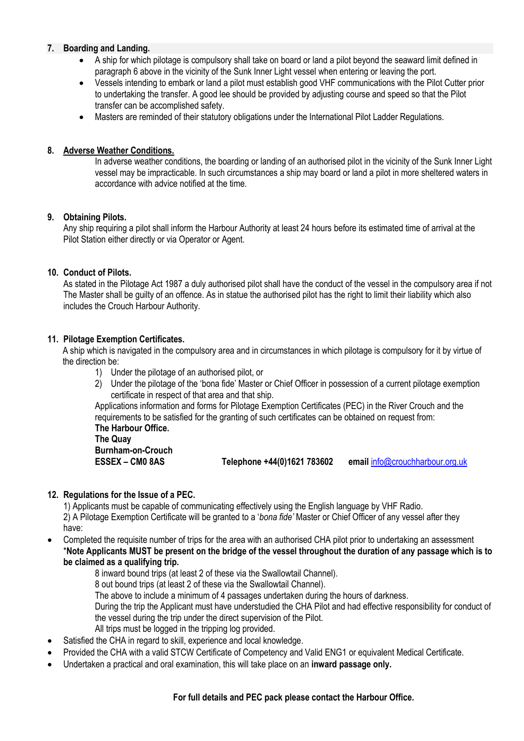## 7. Boarding and Landing.

- A ship for which pilotage is compulsory shall take on board or land a pilot beyond the seaward limit defined in paragraph 6 above in the vicinity of the Sunk Inner Light vessel when entering or leaving the port.
- Vessels intending to embark or land a pilot must establish good VHF communications with the Pilot Cutter prior to undertaking the transfer. A good lee should be provided by adjusting course and speed so that the Pilot transfer can be accomplished safety.
- Masters are reminded of their statutory obligations under the International Pilot Ladder Regulations.

## 8. Adverse Weather Conditions.

In adverse weather conditions, the boarding or landing of an authorised pilot in the vicinity of the Sunk Inner Light vessel may be impracticable. In such circumstances a ship may board or land a pilot in more sheltered waters in accordance with advice notified at the time.

## 9. Obtaining Pilots.

Any ship requiring a pilot shall inform the Harbour Authority at least 24 hours before its estimated time of arrival at the Pilot Station either directly or via Operator or Agent.

## 10. Conduct of Pilots.

As stated in the Pilotage Act 1987 a duly authorised pilot shall have the conduct of the vessel in the compulsory area if not The Master shall be guilty of an offence. As in statue the authorised pilot has the right to limit their liability which also includes the Crouch Harbour Authority.

## 11. Pilotage Exemption Certificates.

A ship which is navigated in the compulsory area and in circumstances in which pilotage is compulsory for it by virtue of the direction be:

1) Under the pilotage of an authorised pilot, or
2) Under the pilotage of the 'bona fide' Master or Chief Officer in possession of a current pilotage exemption certificate in respect of that area and that ship.

Applications information and forms for Pilotage Exemption Certificates (PEC) in the River Crouch and the requirements to be satisfied for the granting of such certificates can be obtained on request from:

**The Harbour Office.**
**The Quay**
**Burnham-on-Crouch**
**ESSEX – CM0 8AS** **Telephone +44(0)1621 783602** **email** info@crouchharbour.org.uk

## 12. Regulations for the Issue of a PEC.

1) Applicants must be capable of communicating effectively using the English language by VHF Radio.
2) A Pilotage Exemption Certificate will be granted to a '*bona fide'* Master or Chief Officer of any vessel after they have:

- Completed the requisite number of trips for the area with an authorised CHA pilot prior to undertaking an assessment *__Note Applicants MUST be present on the bridge of the vessel throughout the duration of any passage which is to be claimed as a qualifying trip.__

  8 inward bound trips (at least 2 of these via the Swallowtail Channel).
  8 out bound trips (at least 2 of these via the Swallowtail Channel).
  The above to include a minimum of 4 passages undertaken during the hours of darkness.
  During the trip the Applicant must have understudied the CHA Pilot and had effective responsibility for conduct of the vessel during the trip under the direct supervision of the Pilot.
  All trips must be logged in the tripping log provided.
- Satisfied the CHA in regard to skill, experience and local knowledge.
- Provided the CHA with a valid STCW Certificate of Competency and Valid ENG1 or equivalent Medical Certificate.
- Undertaken a practical and oral examination, this will take place on an **inward passage only.**

**For full details and PEC pack please contact the Harbour Office.**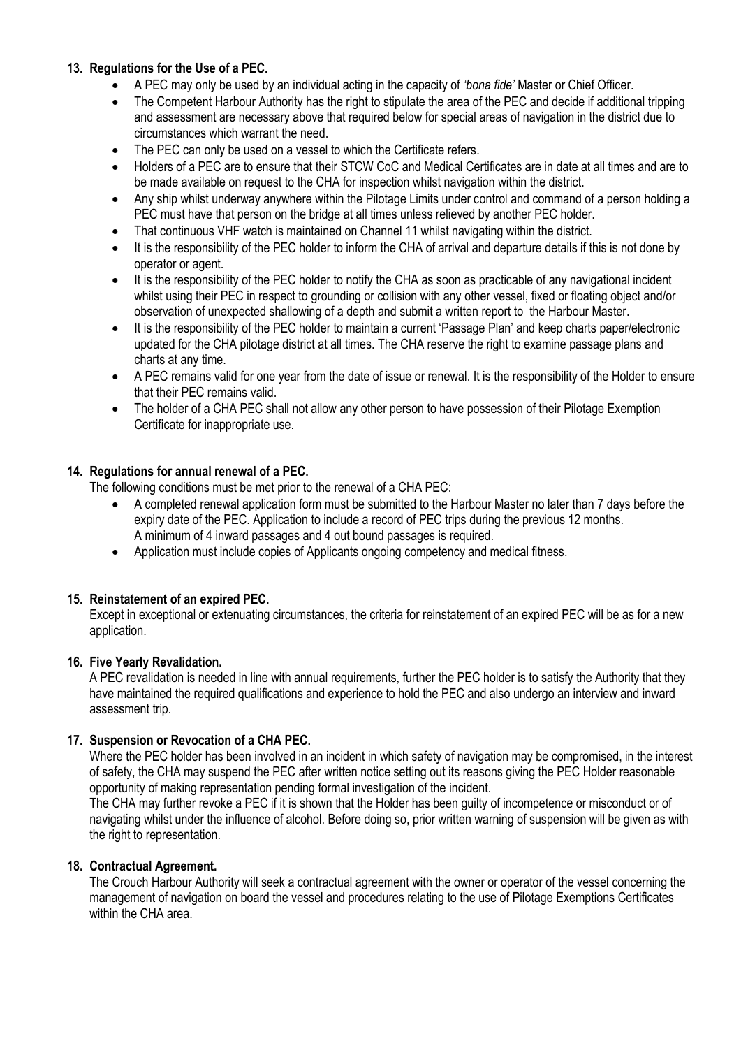## 13. Regulations for the Use of a PEC.

- A PEC may only be used by an individual acting in the capacity of *'bona fide'* Master or Chief Officer.
- The Competent Harbour Authority has the right to stipulate the area of the PEC and decide if additional tripping and assessment are necessary above that required below for special areas of navigation in the district due to circumstances which warrant the need.
- The PEC can only be used on a vessel to which the Certificate refers.
- Holders of a PEC are to ensure that their STCW CoC and Medical Certificates are in date at all times and are to be made available on request to the CHA for inspection whilst navigation within the district.
- Any ship whilst underway anywhere within the Pilotage Limits under control and command of a person holding a PEC must have that person on the bridge at all times unless relieved by another PEC holder.
- That continuous VHF watch is maintained on Channel 11 whilst navigating within the district.
- It is the responsibility of the PEC holder to inform the CHA of arrival and departure details if this is not done by operator or agent.
- It is the responsibility of the PEC holder to notify the CHA as soon as practicable of any navigational incident whilst using their PEC in respect to grounding or collision with any other vessel, fixed or floating object and/or observation of unexpected shallowing of a depth and submit a written report to the Harbour Master.
- It is the responsibility of the PEC holder to maintain a current 'Passage Plan' and keep charts paper/electronic updated for the CHA pilotage district at all times. The CHA reserve the right to examine passage plans and charts at any time.
- A PEC remains valid for one year from the date of issue or renewal. It is the responsibility of the Holder to ensure that their PEC remains valid.
- The holder of a CHA PEC shall not allow any other person to have possession of their Pilotage Exemption Certificate for inappropriate use.

## 14. Regulations for annual renewal of a PEC.

The following conditions must be met prior to the renewal of a CHA PEC:

- A completed renewal application form must be submitted to the Harbour Master no later than 7 days before the expiry date of the PEC. Application to include a record of PEC trips during the previous 12 months. A minimum of 4 inward passages and 4 out bound passages is required.
- Application must include copies of Applicants ongoing competency and medical fitness.

## 15. Reinstatement of an expired PEC.

Except in exceptional or extenuating circumstances, the criteria for reinstatement of an expired PEC will be as for a new application.

## 16. Five Yearly Revalidation.

A PEC revalidation is needed in line with annual requirements, further the PEC holder is to satisfy the Authority that they have maintained the required qualifications and experience to hold the PEC and also undergo an interview and inward assessment trip.

## 17. Suspension or Revocation of a CHA PEC.

Where the PEC holder has been involved in an incident in which safety of navigation may be compromised, in the interest of safety, the CHA may suspend the PEC after written notice setting out its reasons giving the PEC Holder reasonable opportunity of making representation pending formal investigation of the incident.

The CHA may further revoke a PEC if it is shown that the Holder has been guilty of incompetence or misconduct or of navigating whilst under the influence of alcohol. Before doing so, prior written warning of suspension will be given as with the right to representation.

## 18. Contractual Agreement.

The Crouch Harbour Authority will seek a contractual agreement with the owner or operator of the vessel concerning the management of navigation on board the vessel and procedures relating to the use of Pilotage Exemptions Certificates within the CHA area.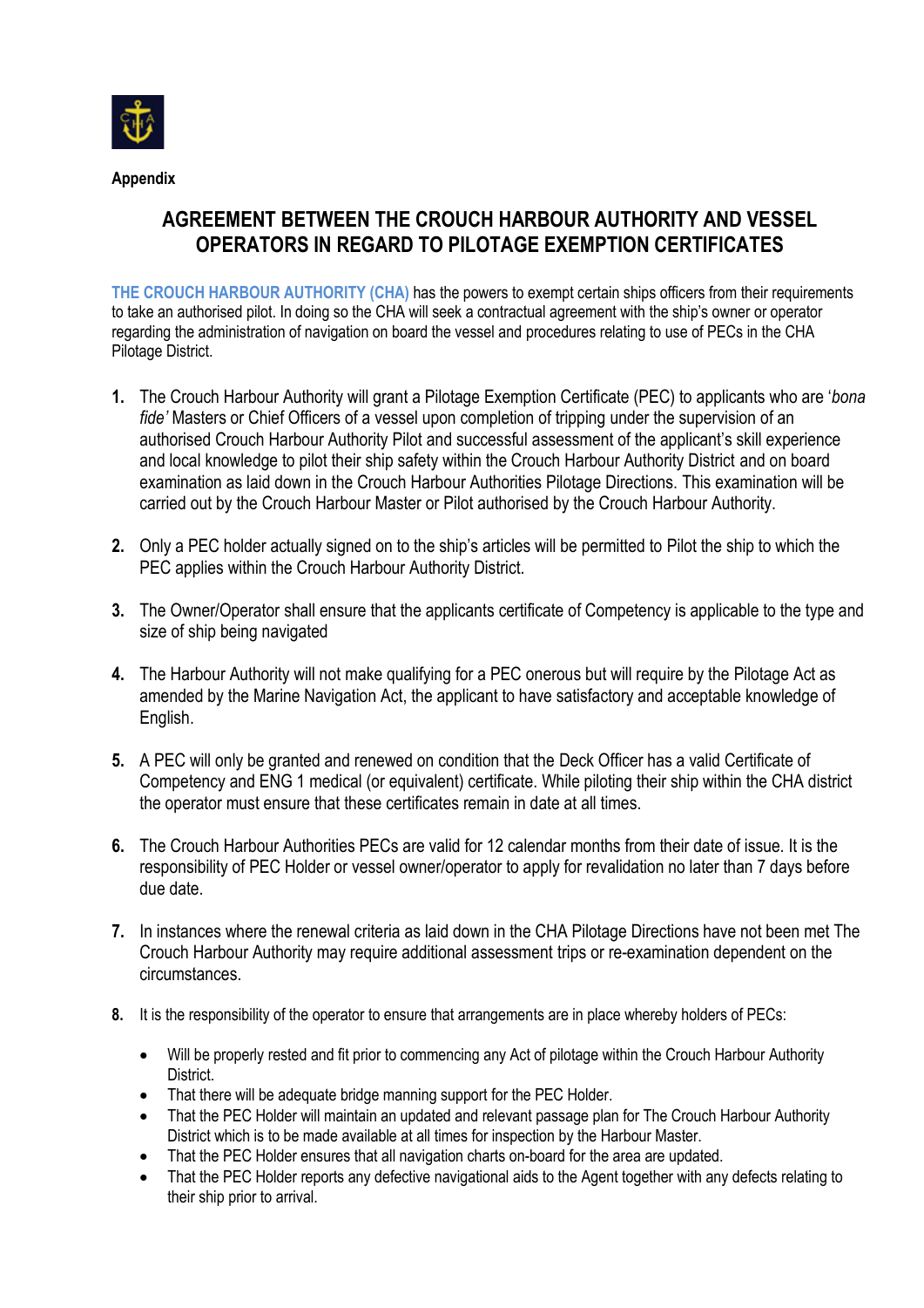**Appendix**

# AGREEMENT BETWEEN THE CROUCH HARBOUR AUTHORITY AND VESSEL OPERATORS IN REGARD TO PILOTAGE EXEMPTION CERTIFICATES

THE CROUCH HARBOUR AUTHORITY (CHA) has the powers to exempt certain ships officers from their requirements to take an authorised pilot. In doing so the CHA will seek a contractual agreement with the ship's owner or operator regarding the administration of navigation on board the vessel and procedures relating to use of PECs in the CHA Pilotage District.

1. The Crouch Harbour Authority will grant a Pilotage Exemption Certificate (PEC) to applicants who are '*bona fide'* Masters or Chief Officers of a vessel upon completion of tripping under the supervision of an authorised Crouch Harbour Authority Pilot and successful assessment of the applicant's skill experience and local knowledge to pilot their ship safety within the Crouch Harbour Authority District and on board examination as laid down in the Crouch Harbour Authorities Pilotage Directions. This examination will be carried out by the Crouch Harbour Master or Pilot authorised by the Crouch Harbour Authority.

2. Only a PEC holder actually signed on to the ship's articles will be permitted to Pilot the ship to which the PEC applies within the Crouch Harbour Authority District.

3. The Owner/Operator shall ensure that the applicants certificate of Competency is applicable to the type and size of ship being navigated

4. The Harbour Authority will not make qualifying for a PEC onerous but will require by the Pilotage Act as amended by the Marine Navigation Act, the applicant to have satisfactory and acceptable knowledge of English.

5. A PEC will only be granted and renewed on condition that the Deck Officer has a valid Certificate of Competency and ENG 1 medical (or equivalent) certificate. While piloting their ship within the CHA district the operator must ensure that these certificates remain in date at all times.

6. The Crouch Harbour Authorities PECs are valid for 12 calendar months from their date of issue. It is the responsibility of PEC Holder or vessel owner/operator to apply for revalidation no later than 7 days before due date.

7. In instances where the renewal criteria as laid down in the CHA Pilotage Directions have not been met The Crouch Harbour Authority may require additional assessment trips or re-examination dependent on the circumstances.

8. It is the responsibility of the operator to ensure that arrangements are in place whereby holders of PECs:

   - Will be properly rested and fit prior to commencing any Act of pilotage within the Crouch Harbour Authority District.
   - That there will be adequate bridge manning support for the PEC Holder.
   - That the PEC Holder will maintain an updated and relevant passage plan for The Crouch Harbour Authority District which is to be made available at all times for inspection by the Harbour Master.
   - That the PEC Holder ensures that all navigation charts on-board for the area are updated.
   - That the PEC Holder reports any defective navigational aids to the Agent together with any defects relating to their ship prior to arrival.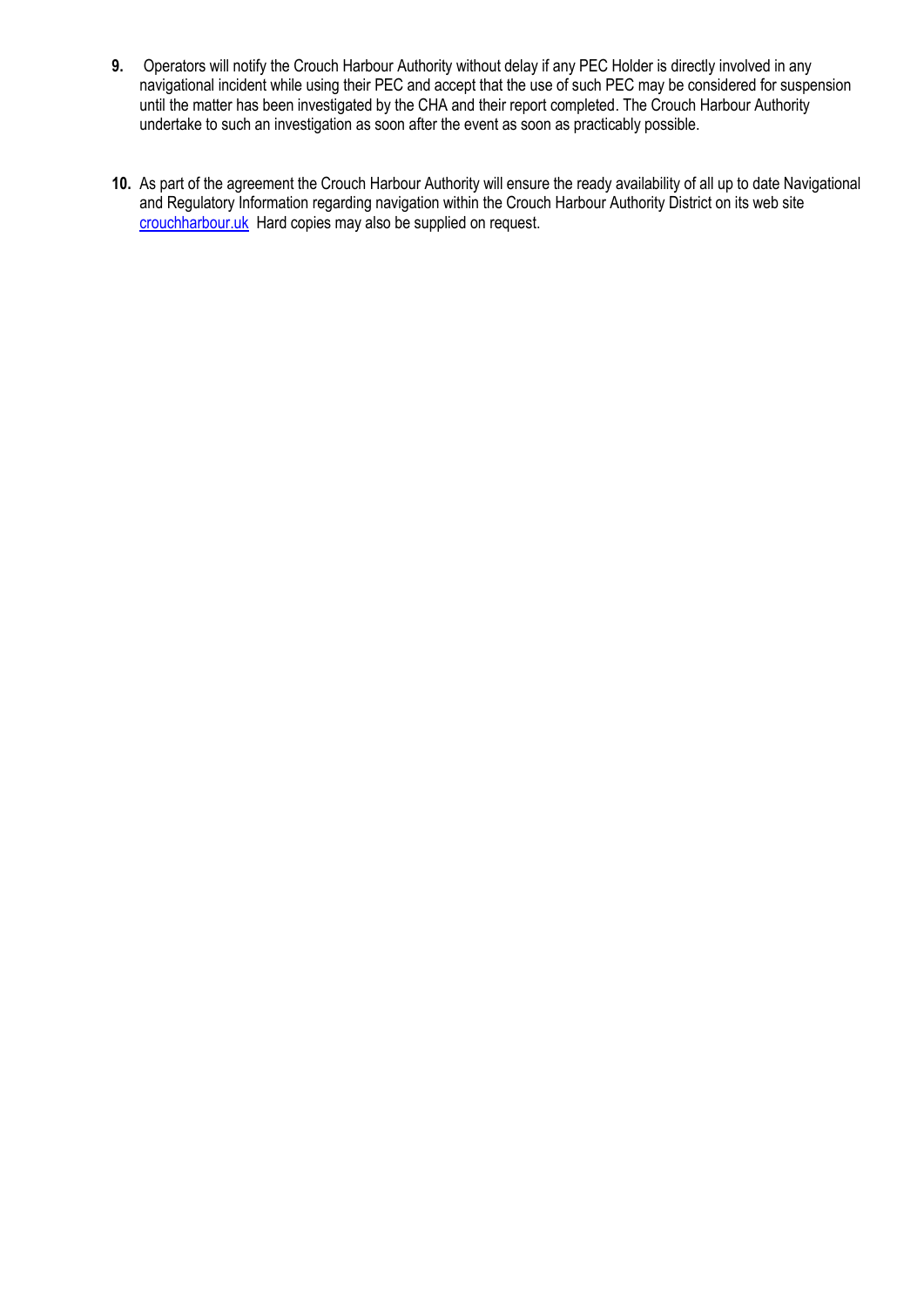**9.** Operators will notify the Crouch Harbour Authority without delay if any PEC Holder is directly involved in any navigational incident while using their PEC and accept that the use of such PEC may be considered for suspension until the matter has been investigated by the CHA and their report completed. The Crouch Harbour Authority undertake to such an investigation as soon after the event as soon as practicably possible.

**10.** As part of the agreement the Crouch Harbour Authority will ensure the ready availability of all up to date Navigational and Regulatory Information regarding navigation within the Crouch Harbour Authority District on its web site crouchharbour.uk Hard copies may also be supplied on request.